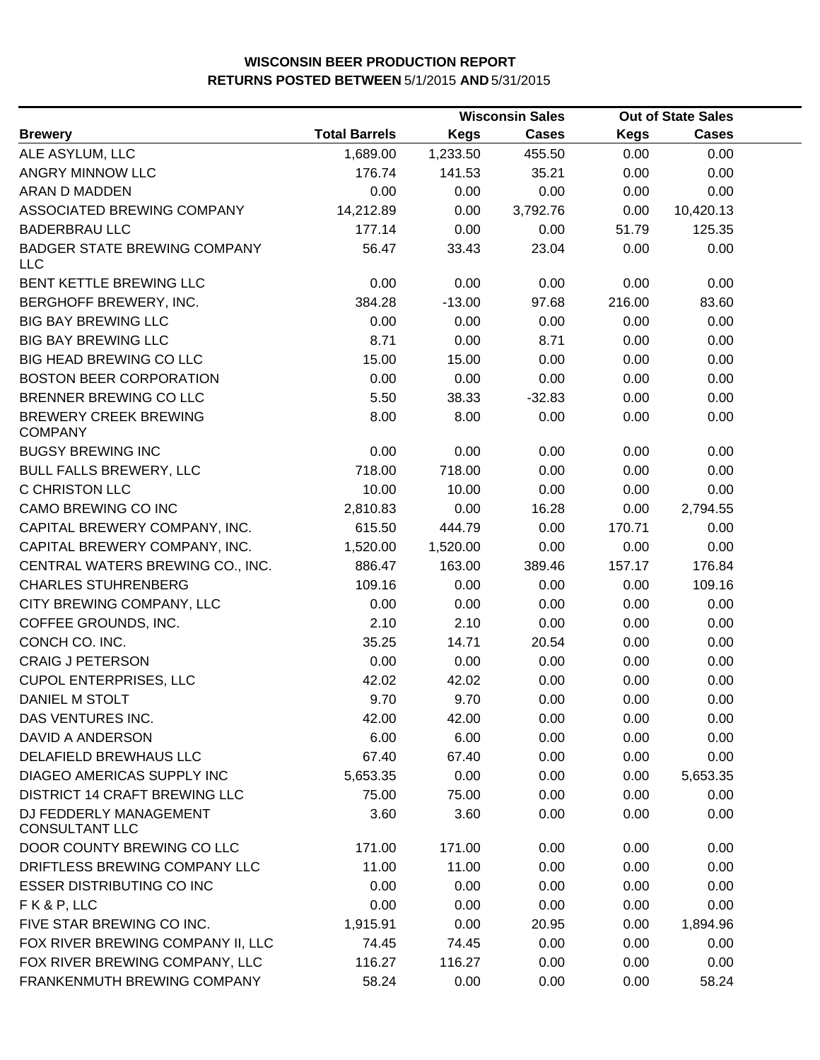# WISCONSIN BEER PRODUCTION REPORT

## RETURNS POSTED BETWEEN 5/1/2015 AND 5/31/2015

| | | Wisconsin Sales | | Out of State Sales | |
|---|---|---|---|---|---|
| **Brewery** | **Total Barrels** | **Kegs** | **Cases** | **Kegs** | **Cases** |
| ALE ASYLUM, LLC | 1,689.00 | 1,233.50 | 455.50 | 0.00 | 0.00 |
| ANGRY MINNOW LLC | 176.74 | 141.53 | 35.21 | 0.00 | 0.00 |
| ARAN D MADDEN | 0.00 | 0.00 | 0.00 | 0.00 | 0.00 |
| ASSOCIATED BREWING COMPANY | 14,212.89 | 0.00 | 3,792.76 | 0.00 | 10,420.13 |
| BADERBRAU LLC | 177.14 | 0.00 | 0.00 | 51.79 | 125.35 |
| BADGER STATE BREWING COMPANY LLC | 56.47 | 33.43 | 23.04 | 0.00 | 0.00 |
| BENT KETTLE BREWING LLC | 0.00 | 0.00 | 0.00 | 0.00 | 0.00 |
| BERGHOFF BREWERY, INC. | 384.28 | -13.00 | 97.68 | 216.00 | 83.60 |
| BIG BAY BREWING LLC | 0.00 | 0.00 | 0.00 | 0.00 | 0.00 |
| BIG BAY BREWING LLC | 8.71 | 0.00 | 8.71 | 0.00 | 0.00 |
| BIG HEAD BREWING CO LLC | 15.00 | 15.00 | 0.00 | 0.00 | 0.00 |
| BOSTON BEER CORPORATION | 0.00 | 0.00 | 0.00 | 0.00 | 0.00 |
| BRENNER BREWING CO LLC | 5.50 | 38.33 | -32.83 | 0.00 | 0.00 |
| BREWERY CREEK BREWING COMPANY | 8.00 | 8.00 | 0.00 | 0.00 | 0.00 |
| BUGSY BREWING INC | 0.00 | 0.00 | 0.00 | 0.00 | 0.00 |
| BULL FALLS BREWERY, LLC | 718.00 | 718.00 | 0.00 | 0.00 | 0.00 |
| C CHRISTON LLC | 10.00 | 10.00 | 0.00 | 0.00 | 0.00 |
| CAMO BREWING CO INC | 2,810.83 | 0.00 | 16.28 | 0.00 | 2,794.55 |
| CAPITAL BREWERY COMPANY, INC. | 615.50 | 444.79 | 0.00 | 170.71 | 0.00 |
| CAPITAL BREWERY COMPANY, INC. | 1,520.00 | 1,520.00 | 0.00 | 0.00 | 0.00 |
| CENTRAL WATERS BREWING CO., INC. | 886.47 | 163.00 | 389.46 | 157.17 | 176.84 |
| CHARLES STUHRENBERG | 109.16 | 0.00 | 0.00 | 0.00 | 109.16 |
| CITY BREWING COMPANY, LLC | 0.00 | 0.00 | 0.00 | 0.00 | 0.00 |
| COFFEE GROUNDS, INC. | 2.10 | 2.10 | 0.00 | 0.00 | 0.00 |
| CONCH CO. INC. | 35.25 | 14.71 | 20.54 | 0.00 | 0.00 |
| CRAIG J PETERSON | 0.00 | 0.00 | 0.00 | 0.00 | 0.00 |
| CUPOL ENTERPRISES, LLC | 42.02 | 42.02 | 0.00 | 0.00 | 0.00 |
| DANIEL M STOLT | 9.70 | 9.70 | 0.00 | 0.00 | 0.00 |
| DAS VENTURES INC. | 42.00 | 42.00 | 0.00 | 0.00 | 0.00 |
| DAVID A ANDERSON | 6.00 | 6.00 | 0.00 | 0.00 | 0.00 |
| DELAFIELD BREWHAUS LLC | 67.40 | 67.40 | 0.00 | 0.00 | 0.00 |
| DIAGEO AMERICAS SUPPLY INC | 5,653.35 | 0.00 | 0.00 | 0.00 | 5,653.35 |
| DISTRICT 14 CRAFT BREWING LLC | 75.00 | 75.00 | 0.00 | 0.00 | 0.00 |
| DJ FEDDERLY MANAGEMENT CONSULTANT LLC | 3.60 | 3.60 | 0.00 | 0.00 | 0.00 |
| DOOR COUNTY BREWING CO LLC | 171.00 | 171.00 | 0.00 | 0.00 | 0.00 |
| DRIFTLESS BREWING COMPANY LLC | 11.00 | 11.00 | 0.00 | 0.00 | 0.00 |
| ESSER DISTRIBUTING CO INC | 0.00 | 0.00 | 0.00 | 0.00 | 0.00 |
| F K & P, LLC | 0.00 | 0.00 | 0.00 | 0.00 | 0.00 |
| FIVE STAR BREWING CO INC. | 1,915.91 | 0.00 | 20.95 | 0.00 | 1,894.96 |
| FOX RIVER BREWING COMPANY II, LLC | 74.45 | 74.45 | 0.00 | 0.00 | 0.00 |
| FOX RIVER BREWING COMPANY, LLC | 116.27 | 116.27 | 0.00 | 0.00 | 0.00 |
| FRANKENMUTH BREWING COMPANY | 58.24 | 0.00 | 0.00 | 0.00 | 58.24 |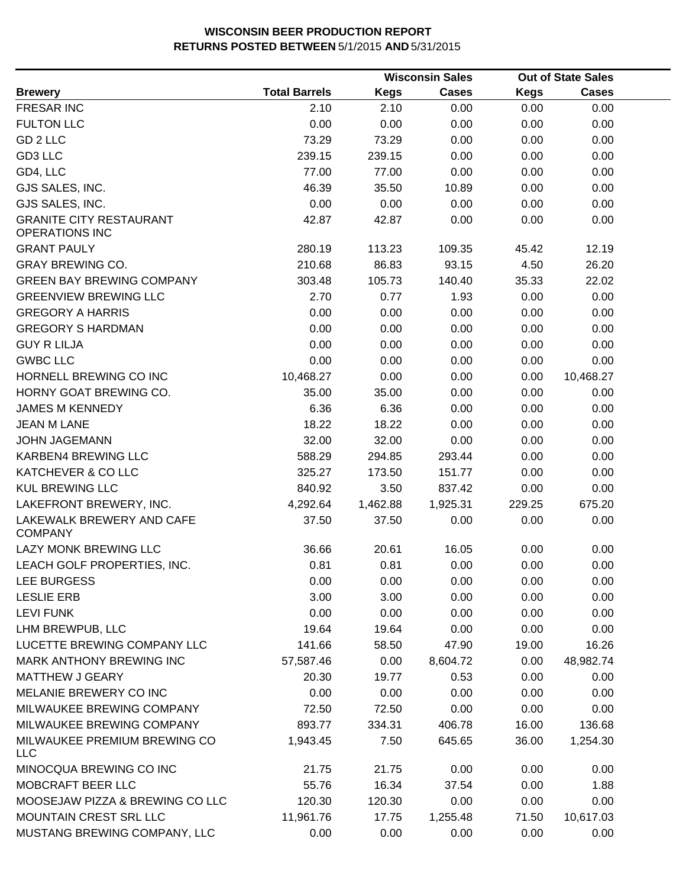# WISCONSIN BEER PRODUCTION REPORT
## RETURNS POSTED BETWEEN 5/1/2015 AND 5/31/2015

| Brewery | Total Barrels | Wisconsin Sales Kegs | Wisconsin Sales Cases | Out of State Sales Kegs | Out of State Sales Cases |
|---|---|---|---|---|---|
| FRESAR INC | 2.10 | 2.10 | 0.00 | 0.00 | 0.00 |
| FULTON LLC | 0.00 | 0.00 | 0.00 | 0.00 | 0.00 |
| GD 2 LLC | 73.29 | 73.29 | 0.00 | 0.00 | 0.00 |
| GD3 LLC | 239.15 | 239.15 | 0.00 | 0.00 | 0.00 |
| GD4, LLC | 77.00 | 77.00 | 0.00 | 0.00 | 0.00 |
| GJS SALES, INC. | 46.39 | 35.50 | 10.89 | 0.00 | 0.00 |
| GJS SALES, INC. | 0.00 | 0.00 | 0.00 | 0.00 | 0.00 |
| GRANITE CITY RESTAURANT OPERATIONS INC | 42.87 | 42.87 | 0.00 | 0.00 | 0.00 |
| GRANT PAULY | 280.19 | 113.23 | 109.35 | 45.42 | 12.19 |
| GRAY BREWING CO. | 210.68 | 86.83 | 93.15 | 4.50 | 26.20 |
| GREEN BAY BREWING COMPANY | 303.48 | 105.73 | 140.40 | 35.33 | 22.02 |
| GREENVIEW BREWING LLC | 2.70 | 0.77 | 1.93 | 0.00 | 0.00 |
| GREGORY A HARRIS | 0.00 | 0.00 | 0.00 | 0.00 | 0.00 |
| GREGORY S HARDMAN | 0.00 | 0.00 | 0.00 | 0.00 | 0.00 |
| GUY R LILJA | 0.00 | 0.00 | 0.00 | 0.00 | 0.00 |
| GWBC LLC | 0.00 | 0.00 | 0.00 | 0.00 | 0.00 |
| HORNELL BREWING CO INC | 10,468.27 | 0.00 | 0.00 | 0.00 | 10,468.27 |
| HORNY GOAT BREWING CO. | 35.00 | 35.00 | 0.00 | 0.00 | 0.00 |
| JAMES M KENNEDY | 6.36 | 6.36 | 0.00 | 0.00 | 0.00 |
| JEAN M LANE | 18.22 | 18.22 | 0.00 | 0.00 | 0.00 |
| JOHN JAGEMANN | 32.00 | 32.00 | 0.00 | 0.00 | 0.00 |
| KARBEN4 BREWING LLC | 588.29 | 294.85 | 293.44 | 0.00 | 0.00 |
| KATCHEVER & CO LLC | 325.27 | 173.50 | 151.77 | 0.00 | 0.00 |
| KUL BREWING LLC | 840.92 | 3.50 | 837.42 | 0.00 | 0.00 |
| LAKEFRONT BREWERY, INC. | 4,292.64 | 1,462.88 | 1,925.31 | 229.25 | 675.20 |
| LAKEWALK BREWERY AND CAFE COMPANY | 37.50 | 37.50 | 0.00 | 0.00 | 0.00 |
| LAZY MONK BREWING LLC | 36.66 | 20.61 | 16.05 | 0.00 | 0.00 |
| LEACH GOLF PROPERTIES, INC. | 0.81 | 0.81 | 0.00 | 0.00 | 0.00 |
| LEE BURGESS | 0.00 | 0.00 | 0.00 | 0.00 | 0.00 |
| LESLIE ERB | 3.00 | 3.00 | 0.00 | 0.00 | 0.00 |
| LEVI FUNK | 0.00 | 0.00 | 0.00 | 0.00 | 0.00 |
| LHM BREWPUB, LLC | 19.64 | 19.64 | 0.00 | 0.00 | 0.00 |
| LUCETTE BREWING COMPANY LLC | 141.66 | 58.50 | 47.90 | 19.00 | 16.26 |
| MARK ANTHONY BREWING INC | 57,587.46 | 0.00 | 8,604.72 | 0.00 | 48,982.74 |
| MATTHEW J GEARY | 20.30 | 19.77 | 0.53 | 0.00 | 0.00 |
| MELANIE BREWERY CO INC | 0.00 | 0.00 | 0.00 | 0.00 | 0.00 |
| MILWAUKEE BREWING COMPANY | 72.50 | 72.50 | 0.00 | 0.00 | 0.00 |
| MILWAUKEE BREWING COMPANY | 893.77 | 334.31 | 406.78 | 16.00 | 136.68 |
| MILWAUKEE PREMIUM BREWING CO LLC | 1,943.45 | 7.50 | 645.65 | 36.00 | 1,254.30 |
| MINOCQUA BREWING CO INC | 21.75 | 21.75 | 0.00 | 0.00 | 0.00 |
| MOBCRAFT BEER LLC | 55.76 | 16.34 | 37.54 | 0.00 | 1.88 |
| MOOSEJAW PIZZA & BREWING CO LLC | 120.30 | 120.30 | 0.00 | 0.00 | 0.00 |
| MOUNTAIN CREST SRL LLC | 11,961.76 | 17.75 | 1,255.48 | 71.50 | 10,617.03 |
| MUSTANG BREWING COMPANY, LLC | 0.00 | 0.00 | 0.00 | 0.00 | 0.00 |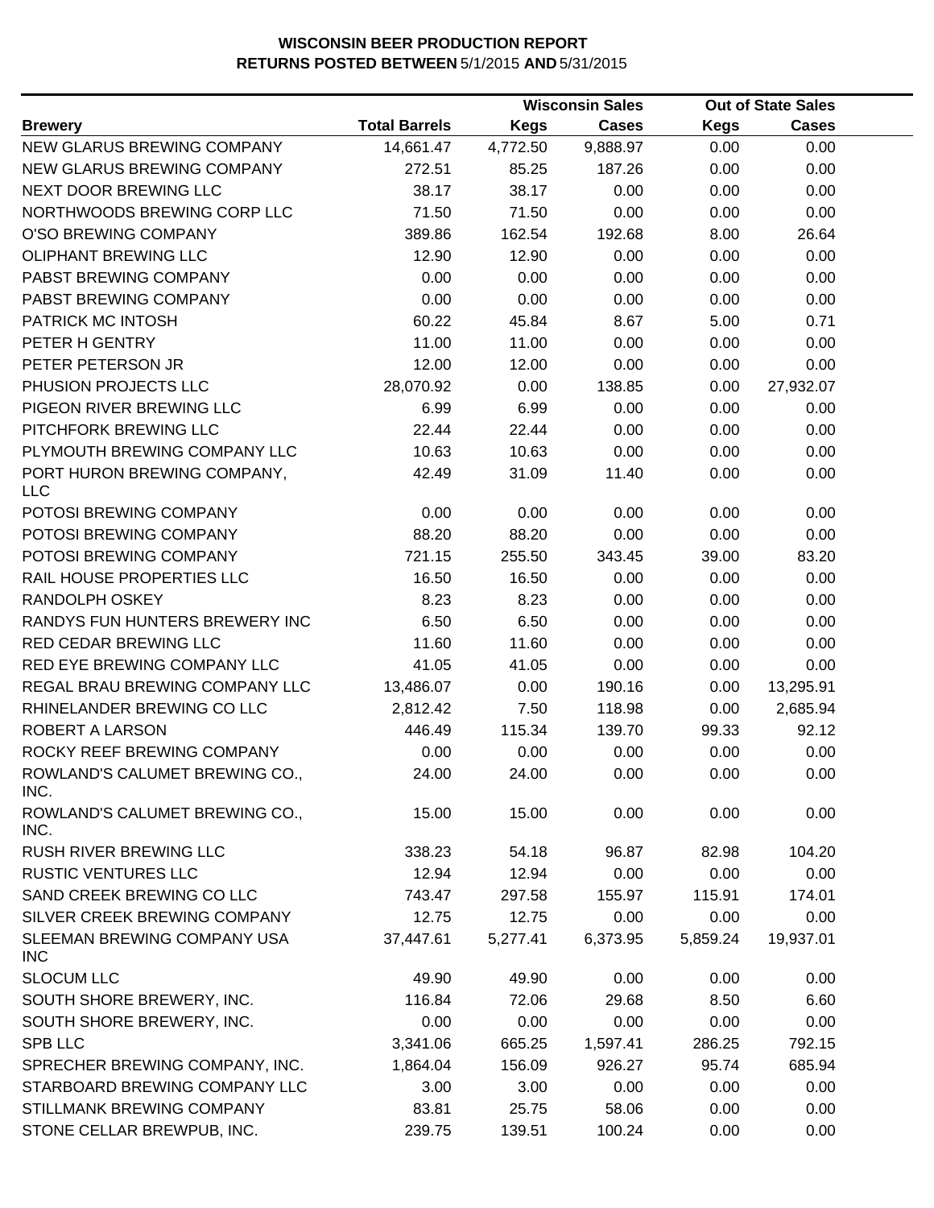**WISCONSIN BEER PRODUCTION REPORT**
**RETURNS POSTED BETWEEN** 5/1/2015 **AND** 5/31/2015

| | | Wisconsin Sales | | Out of State Sales | |
|---|---|---|---|---|---|
| **Brewery** | **Total Barrels** | **Kegs** | **Cases** | **Kegs** | **Cases** |
| NEW GLARUS BREWING COMPANY | 14,661.47 | 4,772.50 | 9,888.97 | 0.00 | 0.00 |
| NEW GLARUS BREWING COMPANY | 272.51 | 85.25 | 187.26 | 0.00 | 0.00 |
| NEXT DOOR BREWING LLC | 38.17 | 38.17 | 0.00 | 0.00 | 0.00 |
| NORTHWOODS BREWING CORP LLC | 71.50 | 71.50 | 0.00 | 0.00 | 0.00 |
| O'SO BREWING COMPANY | 389.86 | 162.54 | 192.68 | 8.00 | 26.64 |
| OLIPHANT BREWING LLC | 12.90 | 12.90 | 0.00 | 0.00 | 0.00 |
| PABST BREWING COMPANY | 0.00 | 0.00 | 0.00 | 0.00 | 0.00 |
| PABST BREWING COMPANY | 0.00 | 0.00 | 0.00 | 0.00 | 0.00 |
| PATRICK MC INTOSH | 60.22 | 45.84 | 8.67 | 5.00 | 0.71 |
| PETER H GENTRY | 11.00 | 11.00 | 0.00 | 0.00 | 0.00 |
| PETER PETERSON JR | 12.00 | 12.00 | 0.00 | 0.00 | 0.00 |
| PHUSION PROJECTS LLC | 28,070.92 | 0.00 | 138.85 | 0.00 | 27,932.07 |
| PIGEON RIVER BREWING LLC | 6.99 | 6.99 | 0.00 | 0.00 | 0.00 |
| PITCHFORK BREWING LLC | 22.44 | 22.44 | 0.00 | 0.00 | 0.00 |
| PLYMOUTH BREWING COMPANY LLC | 10.63 | 10.63 | 0.00 | 0.00 | 0.00 |
| PORT HURON BREWING COMPANY, LLC | 42.49 | 31.09 | 11.40 | 0.00 | 0.00 |
| POTOSI BREWING COMPANY | 0.00 | 0.00 | 0.00 | 0.00 | 0.00 |
| POTOSI BREWING COMPANY | 88.20 | 88.20 | 0.00 | 0.00 | 0.00 |
| POTOSI BREWING COMPANY | 721.15 | 255.50 | 343.45 | 39.00 | 83.20 |
| RAIL HOUSE PROPERTIES LLC | 16.50 | 16.50 | 0.00 | 0.00 | 0.00 |
| RANDOLPH OSKEY | 8.23 | 8.23 | 0.00 | 0.00 | 0.00 |
| RANDYS FUN HUNTERS BREWERY INC | 6.50 | 6.50 | 0.00 | 0.00 | 0.00 |
| RED CEDAR BREWING LLC | 11.60 | 11.60 | 0.00 | 0.00 | 0.00 |
| RED EYE BREWING COMPANY LLC | 41.05 | 41.05 | 0.00 | 0.00 | 0.00 |
| REGAL BRAU BREWING COMPANY LLC | 13,486.07 | 0.00 | 190.16 | 0.00 | 13,295.91 |
| RHINELANDER BREWING CO LLC | 2,812.42 | 7.50 | 118.98 | 0.00 | 2,685.94 |
| ROBERT A LARSON | 446.49 | 115.34 | 139.70 | 99.33 | 92.12 |
| ROCKY REEF BREWING COMPANY | 0.00 | 0.00 | 0.00 | 0.00 | 0.00 |
| ROWLAND'S CALUMET BREWING CO., INC. | 24.00 | 24.00 | 0.00 | 0.00 | 0.00 |
| ROWLAND'S CALUMET BREWING CO., INC. | 15.00 | 15.00 | 0.00 | 0.00 | 0.00 |
| RUSH RIVER BREWING LLC | 338.23 | 54.18 | 96.87 | 82.98 | 104.20 |
| RUSTIC VENTURES LLC | 12.94 | 12.94 | 0.00 | 0.00 | 0.00 |
| SAND CREEK BREWING CO LLC | 743.47 | 297.58 | 155.97 | 115.91 | 174.01 |
| SILVER CREEK BREWING COMPANY | 12.75 | 12.75 | 0.00 | 0.00 | 0.00 |
| SLEEMAN BREWING COMPANY USA INC | 37,447.61 | 5,277.41 | 6,373.95 | 5,859.24 | 19,937.01 |
| SLOCUM LLC | 49.90 | 49.90 | 0.00 | 0.00 | 0.00 |
| SOUTH SHORE BREWERY, INC. | 116.84 | 72.06 | 29.68 | 8.50 | 6.60 |
| SOUTH SHORE BREWERY, INC. | 0.00 | 0.00 | 0.00 | 0.00 | 0.00 |
| SPB LLC | 3,341.06 | 665.25 | 1,597.41 | 286.25 | 792.15 |
| SPRECHER BREWING COMPANY, INC. | 1,864.04 | 156.09 | 926.27 | 95.74 | 685.94 |
| STARBOARD BREWING COMPANY LLC | 3.00 | 3.00 | 0.00 | 0.00 | 0.00 |
| STILLMANK BREWING COMPANY | 83.81 | 25.75 | 58.06 | 0.00 | 0.00 |
| STONE CELLAR BREWPUB, INC. | 239.75 | 139.51 | 100.24 | 0.00 | 0.00 |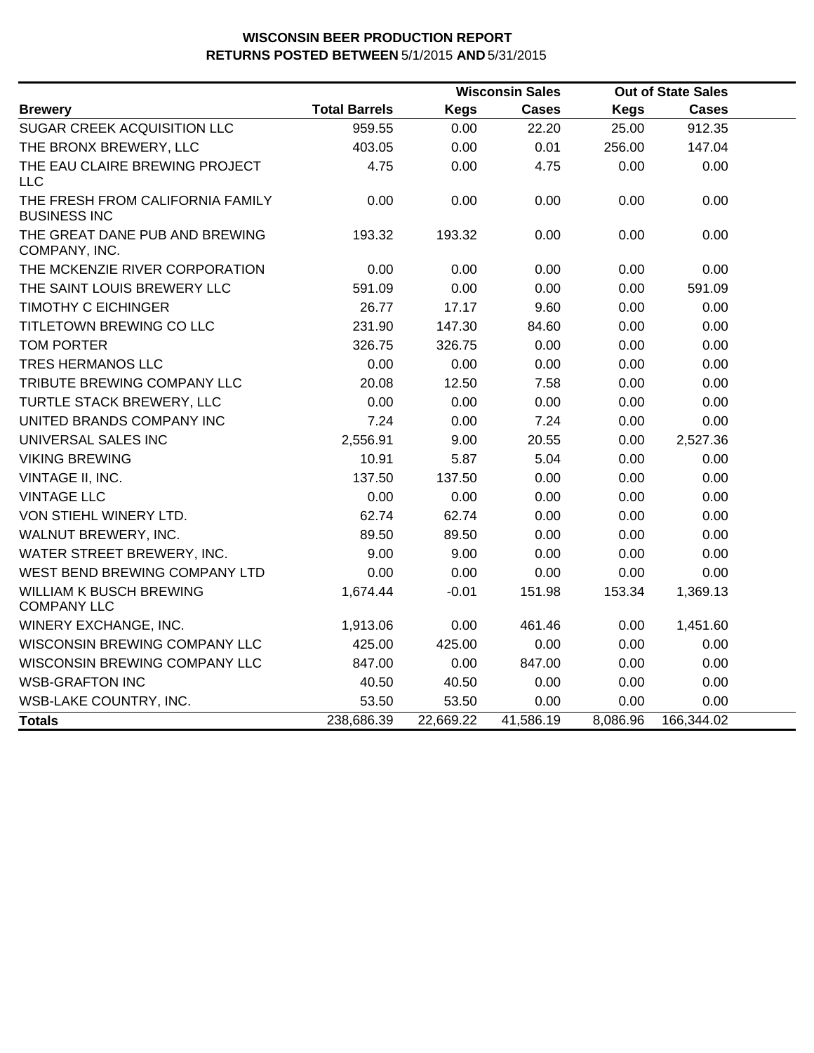**WISCONSIN BEER PRODUCTION REPORT**
**RETURNS POSTED BETWEEN** 5/1/2015 **AND** 5/31/2015

| | | Wisconsin Sales | | Out of State Sales | |
|---|---|---|---|---|---|
| **Brewery** | **Total Barrels** | **Kegs** | **Cases** | **Kegs** | **Cases** |
| SUGAR CREEK ACQUISITION LLC | 959.55 | 0.00 | 22.20 | 25.00 | 912.35 |
| THE BRONX BREWERY, LLC | 403.05 | 0.00 | 0.01 | 256.00 | 147.04 |
| THE EAU CLAIRE BREWING PROJECT LLC | 4.75 | 0.00 | 4.75 | 0.00 | 0.00 |
| THE FRESH FROM CALIFORNIA FAMILY BUSINESS INC | 0.00 | 0.00 | 0.00 | 0.00 | 0.00 |
| THE GREAT DANE PUB AND BREWING COMPANY, INC. | 193.32 | 193.32 | 0.00 | 0.00 | 0.00 |
| THE MCKENZIE RIVER CORPORATION | 0.00 | 0.00 | 0.00 | 0.00 | 0.00 |
| THE SAINT LOUIS BREWERY LLC | 591.09 | 0.00 | 0.00 | 0.00 | 591.09 |
| TIMOTHY C EICHINGER | 26.77 | 17.17 | 9.60 | 0.00 | 0.00 |
| TITLETOWN BREWING CO LLC | 231.90 | 147.30 | 84.60 | 0.00 | 0.00 |
| TOM PORTER | 326.75 | 326.75 | 0.00 | 0.00 | 0.00 |
| TRES HERMANOS LLC | 0.00 | 0.00 | 0.00 | 0.00 | 0.00 |
| TRIBUTE BREWING COMPANY LLC | 20.08 | 12.50 | 7.58 | 0.00 | 0.00 |
| TURTLE STACK BREWERY, LLC | 0.00 | 0.00 | 0.00 | 0.00 | 0.00 |
| UNITED BRANDS COMPANY INC | 7.24 | 0.00 | 7.24 | 0.00 | 0.00 |
| UNIVERSAL SALES INC | 2,556.91 | 9.00 | 20.55 | 0.00 | 2,527.36 |
| VIKING BREWING | 10.91 | 5.87 | 5.04 | 0.00 | 0.00 |
| VINTAGE II, INC. | 137.50 | 137.50 | 0.00 | 0.00 | 0.00 |
| VINTAGE LLC | 0.00 | 0.00 | 0.00 | 0.00 | 0.00 |
| VON STIEHL WINERY LTD. | 62.74 | 62.74 | 0.00 | 0.00 | 0.00 |
| WALNUT BREWERY, INC. | 89.50 | 89.50 | 0.00 | 0.00 | 0.00 |
| WATER STREET BREWERY, INC. | 9.00 | 9.00 | 0.00 | 0.00 | 0.00 |
| WEST BEND BREWING COMPANY LTD | 0.00 | 0.00 | 0.00 | 0.00 | 0.00 |
| WILLIAM K BUSCH BREWING COMPANY LLC | 1,674.44 | -0.01 | 151.98 | 153.34 | 1,369.13 |
| WINERY EXCHANGE, INC. | 1,913.06 | 0.00 | 461.46 | 0.00 | 1,451.60 |
| WISCONSIN BREWING COMPANY LLC | 425.00 | 425.00 | 0.00 | 0.00 | 0.00 |
| WISCONSIN BREWING COMPANY LLC | 847.00 | 0.00 | 847.00 | 0.00 | 0.00 |
| WSB-GRAFTON INC | 40.50 | 40.50 | 0.00 | 0.00 | 0.00 |
| WSB-LAKE COUNTRY, INC. | 53.50 | 53.50 | 0.00 | 0.00 | 0.00 |
| **Totals** | 238,686.39 | 22,669.22 | 41,586.19 | 8,086.96 | 166,344.02 |